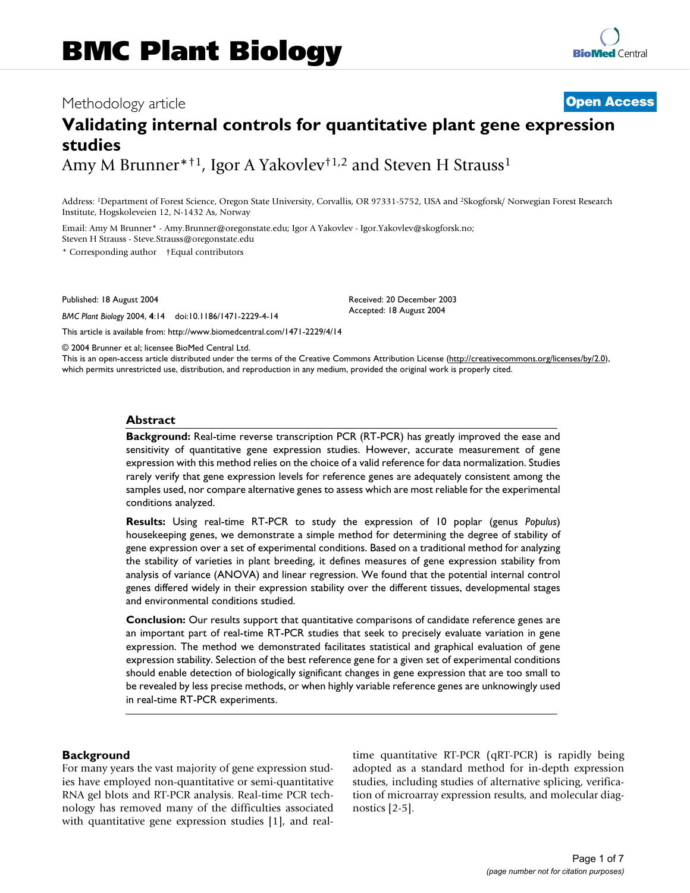# BMC Plant Biology

Methodology article

**Open Access**

# Validating internal controls for quantitative plant gene expression studies

Amy M Brunner*†1, Igor A Yakovlev†1,2 and Steven H Strauss[1]

Address: [1]Department of Forest Science, Oregon State University, Corvallis, OR 97331-5752, USA and [2]Skogforsk/ Norwegian Forest Research Institute, Hogskoleveien 12, N-1432 As, Norway

Email: Amy M Brunner* - Amy.Brunner@oregonstate.edu; Igor A Yakovlev - Igor.Yakovlev@skogforsk.no; Steven H Strauss - Steve.Strauss@oregonstate.edu

\* Corresponding author †Equal contributors

Published: 18 August 2004

*BMC Plant Biology* 2004, **4**:14 doi:10.1186/1471-2229-4-14

Received: 20 December 2003
Accepted: 18 August 2004

This article is available from: http://www.biomedcentral.com/1471-2229/4/14

© 2004 Brunner et al; licensee BioMed Central Ltd.
This is an open-access article distributed under the terms of the Creative Commons Attribution License (http://creativecommons.org/licenses/by/2.0), which permits unrestricted use, distribution, and reproduction in any medium, provided the original work is properly cited.

## Abstract

**Background:** Real-time reverse transcription PCR (RT-PCR) has greatly improved the ease and sensitivity of quantitative gene expression studies. However, accurate measurement of gene expression with this method relies on the choice of a valid reference for data normalization. Studies rarely verify that gene expression levels for reference genes are adequately consistent among the samples used, nor compare alternative genes to assess which are most reliable for the experimental conditions analyzed.

**Results:** Using real-time RT-PCR to study the expression of 10 poplar (genus *Populus*) housekeeping genes, we demonstrate a simple method for determining the degree of stability of gene expression over a set of experimental conditions. Based on a traditional method for analyzing the stability of varieties in plant breeding, it defines measures of gene expression stability from analysis of variance (ANOVA) and linear regression. We found that the potential internal control genes differed widely in their expression stability over the different tissues, developmental stages and environmental conditions studied.

**Conclusion:** Our results support that quantitative comparisons of candidate reference genes are an important part of real-time RT-PCR studies that seek to precisely evaluate variation in gene expression. The method we demonstrated facilitates statistical and graphical evaluation of gene expression stability. Selection of the best reference gene for a given set of experimental conditions should enable detection of biologically significant changes in gene expression that are too small to be revealed by less precise methods, or when highly variable reference genes are unknowingly used in real-time RT-PCR experiments.

## Background

For many years the vast majority of gene expression studies have employed non-quantitative or semi-quantitative RNA gel blots and RT-PCR analysis. Real-time PCR technology has removed many of the difficulties associated with quantitative gene expression studies [1], and real-time quantitative RT-PCR (qRT-PCR) is rapidly being adopted as a standard method for in-depth expression studies, including studies of alternative splicing, verification of microarray expression results, and molecular diagnostics [2-5].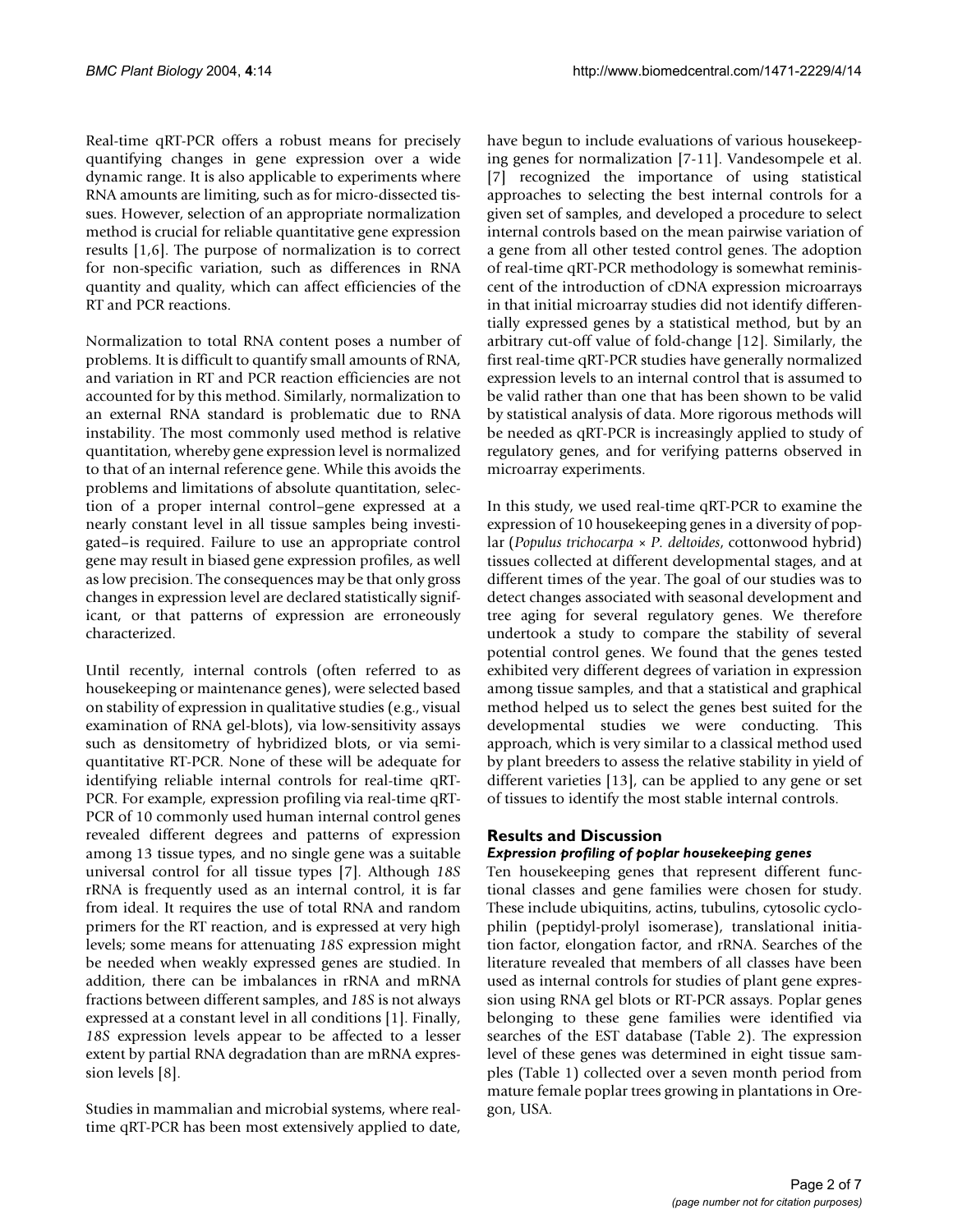Real-time qRT-PCR offers a robust means for precisely quantifying changes in gene expression over a wide dynamic range. It is also applicable to experiments where RNA amounts are limiting, such as for micro-dissected tissues. However, selection of an appropriate normalization method is crucial for reliable quantitative gene expression results [1,6]. The purpose of normalization is to correct for non-specific variation, such as differences in RNA quantity and quality, which can affect efficiencies of the RT and PCR reactions.

Normalization to total RNA content poses a number of problems. It is difficult to quantify small amounts of RNA, and variation in RT and PCR reaction efficiencies are not accounted for by this method. Similarly, normalization to an external RNA standard is problematic due to RNA instability. The most commonly used method is relative quantitation, whereby gene expression level is normalized to that of an internal reference gene. While this avoids the problems and limitations of absolute quantitation, selection of a proper internal control–gene expressed at a nearly constant level in all tissue samples being investigated–is required. Failure to use an appropriate control gene may result in biased gene expression profiles, as well as low precision. The consequences may be that only gross changes in expression level are declared statistically significant, or that patterns of expression are erroneously characterized.

Until recently, internal controls (often referred to as housekeeping or maintenance genes), were selected based on stability of expression in qualitative studies (e.g., visual examination of RNA gel-blots), via low-sensitivity assays such as densitometry of hybridized blots, or via semi-quantitative RT-PCR. None of these will be adequate for identifying reliable internal controls for real-time qRT-PCR. For example, expression profiling via real-time qRT-PCR of 10 commonly used human internal control genes revealed different degrees and patterns of expression among 13 tissue types, and no single gene was a suitable universal control for all tissue types [7]. Although *18S* rRNA is frequently used as an internal control, it is far from ideal. It requires the use of total RNA and random primers for the RT reaction, and is expressed at very high levels; some means for attenuating *18S* expression might be needed when weakly expressed genes are studied. In addition, there can be imbalances in rRNA and mRNA fractions between different samples, and *18S* is not always expressed at a constant level in all conditions [1]. Finally, *18S* expression levels appear to be affected to a lesser extent by partial RNA degradation than are mRNA expression levels [8].

Studies in mammalian and microbial systems, where real-time qRT-PCR has been most extensively applied to date, have begun to include evaluations of various housekeeping genes for normalization [7-11]. Vandesompele et al. [7] recognized the importance of using statistical approaches to selecting the best internal controls for a given set of samples, and developed a procedure to select internal controls based on the mean pairwise variation of a gene from all other tested control genes. The adoption of real-time qRT-PCR methodology is somewhat reminiscent of the introduction of cDNA expression microarrays in that initial microarray studies did not identify differentially expressed genes by a statistical method, but by an arbitrary cut-off value of fold-change [12]. Similarly, the first real-time qRT-PCR studies have generally normalized expression levels to an internal control that is assumed to be valid rather than one that has been shown to be valid by statistical analysis of data. More rigorous methods will be needed as qRT-PCR is increasingly applied to study of regulatory genes, and for verifying patterns observed in microarray experiments.

In this study, we used real-time qRT-PCR to examine the expression of 10 housekeeping genes in a diversity of poplar (*Populus trichocarpa × P. deltoides*, cottonwood hybrid) tissues collected at different developmental stages, and at different times of the year. The goal of our studies was to detect changes associated with seasonal development and tree aging for several regulatory genes. We therefore undertook a study to compare the stability of several potential control genes. We found that the genes tested exhibited very different degrees of variation in expression among tissue samples, and that a statistical and graphical method helped us to select the genes best suited for the developmental studies we were conducting. This approach, which is very similar to a classical method used by plant breeders to assess the relative stability in yield of different varieties [13], can be applied to any gene or set of tissues to identify the most stable internal controls.

## Results and Discussion

### *Expression profiling of poplar housekeeping genes*

Ten housekeeping genes that represent different functional classes and gene families were chosen for study. These include ubiquitins, actins, tubulins, cytosolic cyclophilin (peptidyl-prolyl isomerase), translational initiation factor, elongation factor, and rRNA. Searches of the literature revealed that members of all classes have been used as internal controls for studies of plant gene expression using RNA gel blots or RT-PCR assays. Poplar genes belonging to these gene families were identified via searches of the EST database (Table 2). The expression level of these genes was determined in eight tissue samples (Table 1) collected over a seven month period from mature female poplar trees growing in plantations in Oregon, USA.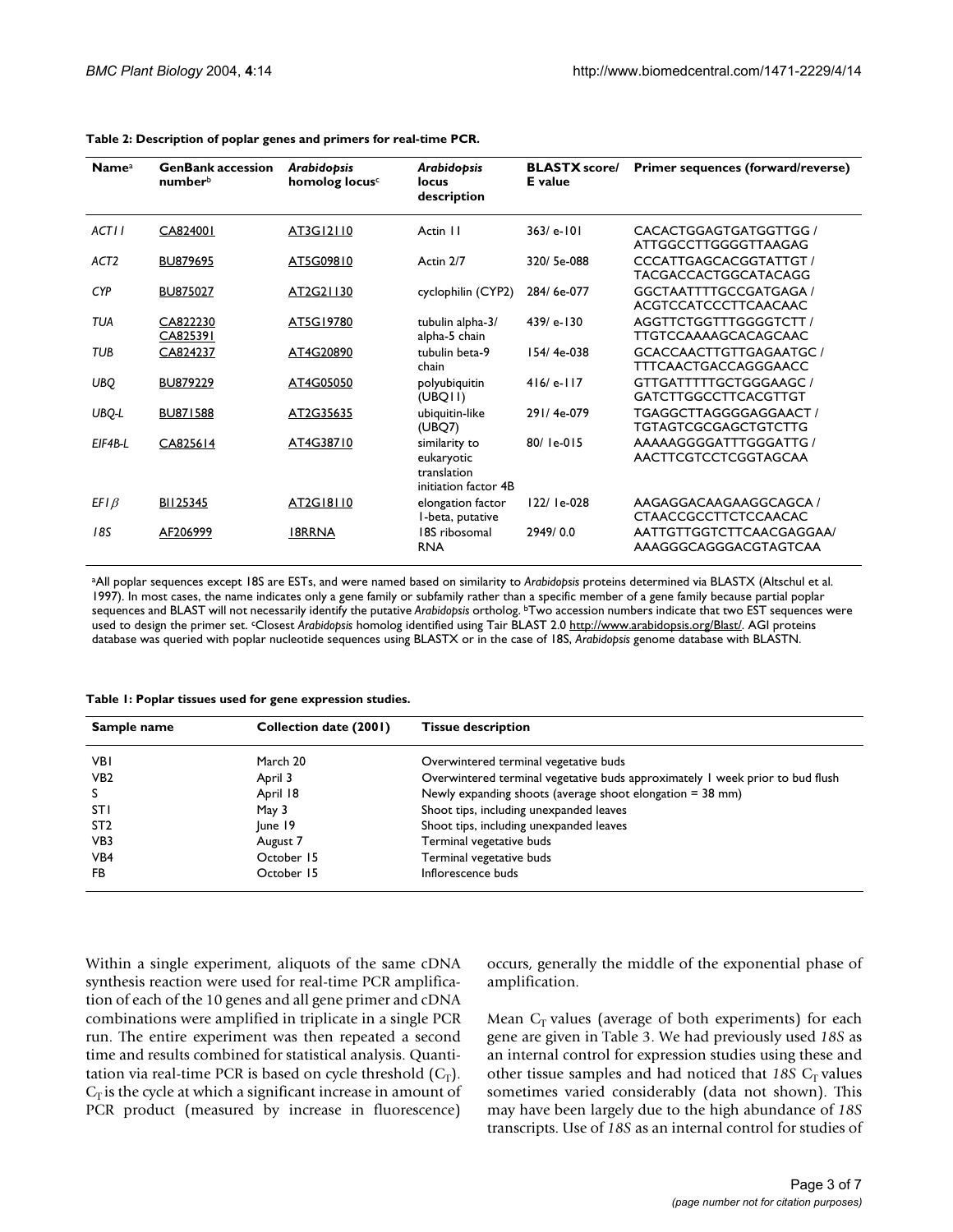**Table 2: Description of poplar genes and primers for real-time PCR.**

| Name[a] | GenBank accession number[b] | *Arabidopsis* homolog locus[c] | *Arabidopsis* locus description | BLASTX score/ E value | Primer sequences (forward/reverse) |
|---|---|---|---|---|---|
| *ACT11* | CA824001 | AT3G12110 | Actin 11 | 363/ e-101 | CACACTGGAGTGATGGTTGG / ATTGGCCTTGGGGTTAAGAG |
| *ACT2* | BU879695 | AT5G09810 | Actin 2/7 | 320/ 5e-088 | CCCATTGAGCACGGTATTGT / TACGACCACTGGCATACAGG |
| *CYP* | BU875027 | AT2G21130 | cyclophilin (CYP2) | 284/ 6e-077 | GGCTAATTTTGCCGATGAGA / ACGTCCATCCCTTCAACAAC |
| *TUA* | CA822230 CA825391 | AT5G19780 | tubulin alpha-3/ alpha-5 chain | 439/ e-130 | AGGTTCTGGTTTGGGGTCTT / TTGTCCAAAAGCACAGCAAC |
| *TUB* | CA824237 | AT4G20890 | tubulin beta-9 chain | 154/ 4e-038 | GCACCAACTTGTTGAGAATGC / TTTCAACTGACCAGGGAACC |
| *UBQ* | BU879229 | AT4G05050 | polyubiquitin (UBQ11) | 416/ e-117 | GTTGATTTTTGCTGGGAAGC / GATCTTGGCCTTCACGTTGT |
| *UBQ-L* | BU871588 | AT2G35635 | ubiquitin-like (UBQ7) | 291/ 4e-079 | TGAGGCTTAGGGGAGGAACT / TGTAGTCGCGAGCTGTCTTG |
| *EIF4B-L* | CA825614 | AT4G38710 | similarity to eukaryotic translation initiation factor 4B | 80/ 1e-015 | AAAAAGGGGATTTGGGATTG / AACTTCGTCCTCGGTAGCAA |
| *EF1β* | BI125345 | AT2G18110 | elongation factor 1-beta, putative | 122/ 1e-028 | AAGAGGACAAGAAGGCAGCA / CTAACCGCCTTCTCCAACAC |
| *18S* | AF206999 | 18RRNA | 18S ribosomal RNA | 2949/ 0.0 | AATTGTTGGTCTTCAACGAGGAA/ AAAGGGCAGGGACGTAGTCAA |

[a]All poplar sequences except 18S are ESTs, and were named based on similarity to *Arabidopsis* proteins determined via BLASTX (Altschul et al. 1997). In most cases, the name indicates only a gene family or subfamily rather than a specific member of a gene family because partial poplar sequences and BLAST will not necessarily identify the putative *Arabidopsis* ortholog. [b]Two accession numbers indicate that two EST sequences were used to design the primer set. [c]Closest *Arabidopsis* homolog identified using Tair BLAST 2.0 http://www.arabidopsis.org/Blast/. AGI proteins database was queried with poplar nucleotide sequences using BLASTX or in the case of 18S, *Arabidopsis* genome database with BLASTN.

**Table 1: Poplar tissues used for gene expression studies.**

| Sample name | Collection date (2001) | Tissue description |
|---|---|---|
| VB1 | March 20 | Overwintered terminal vegetative buds |
| VB2 | April 3 | Overwintered terminal vegetative buds approximately 1 week prior to bud flush |
| S | April 18 | Newly expanding shoots (average shoot elongation = 38 mm) |
| ST1 | May 3 | Shoot tips, including unexpanded leaves |
| ST2 | June 19 | Shoot tips, including unexpanded leaves |
| VB3 | August 7 | Terminal vegetative buds |
| VB4 | October 15 | Terminal vegetative buds |
| FB | October 15 | Inflorescence buds |

Within a single experiment, aliquots of the same cDNA synthesis reaction were used for real-time PCR amplification of each of the 10 genes and all gene primer and cDNA combinations were amplified in triplicate in a single PCR run. The entire experiment was then repeated a second time and results combined for statistical analysis. Quantitation via real-time PCR is based on cycle threshold ($C_T$). $C_T$ is the cycle at which a significant increase in amount of PCR product (measured by increase in fluorescence) occurs, generally the middle of the exponential phase of amplification.

Mean $C_T$ values (average of both experiments) for each gene are given in Table 3. We had previously used *18S* as an internal control for expression studies using these and other tissue samples and had noticed that *18S* $C_T$ values sometimes varied considerably (data not shown). This may have been largely due to the high abundance of *18S* transcripts. Use of *18S* as an internal control for studies of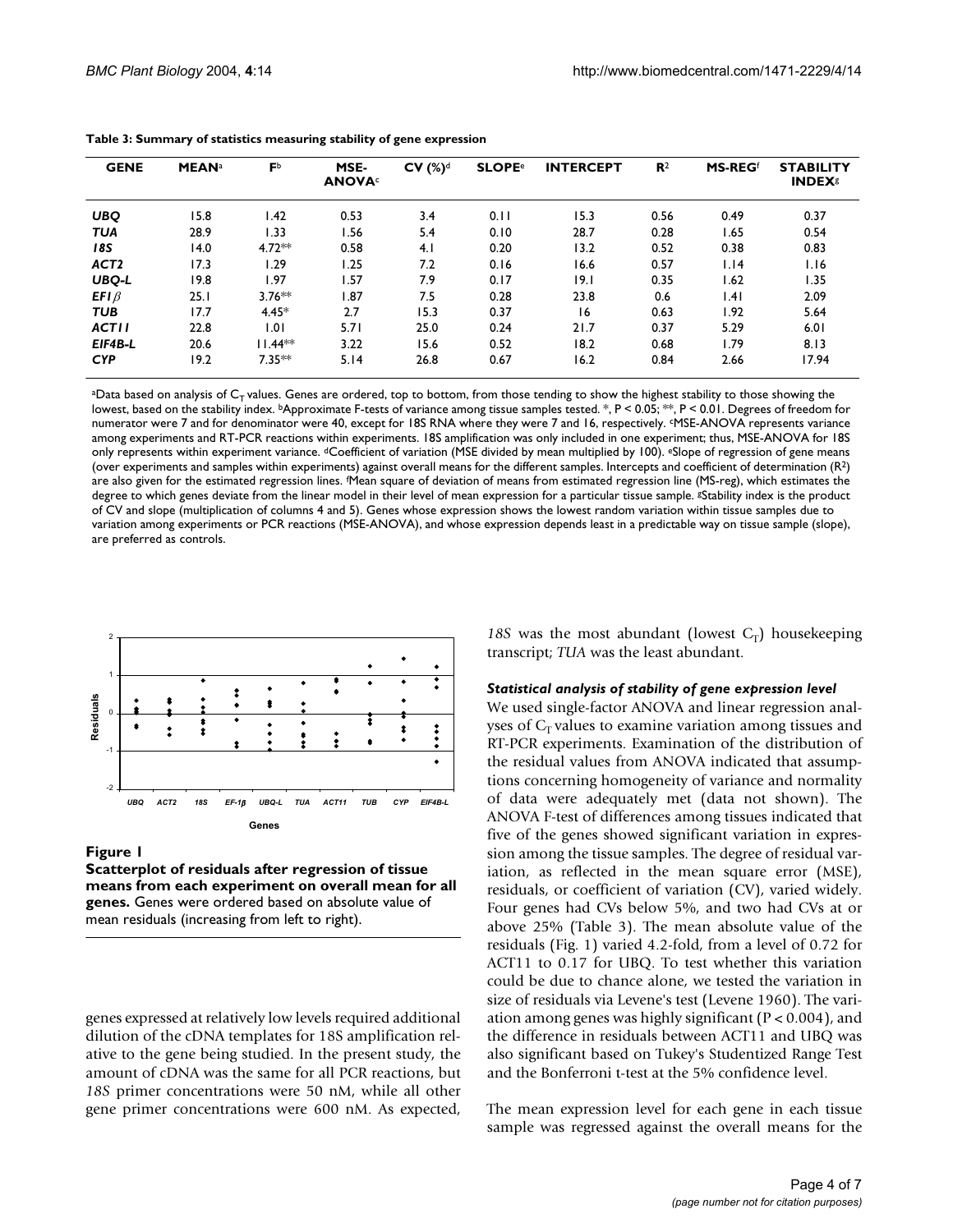**Table 3: Summary of statistics measuring stability of gene expression**

| GENE | MEAN[a] | F[b] | MSE-ANOVA[c] | CV (%)[d] | SLOPE[e] | INTERCEPT | $R^2$ | MS-REG[f] | STABILITY INDEX[g] |
|---|---|---|---|---|---|---|---|---|---|
| *UBQ* | 15.8 | 1.42 | 0.53 | 3.4 | 0.11 | 15.3 | 0.56 | 0.49 | 0.37 |
| *TUA* | 28.9 | 1.33 | 1.56 | 5.4 | 0.10 | 28.7 | 0.28 | 1.65 | 0.54 |
| *18S* | 14.0 | 4.72** | 0.58 | 4.1 | 0.20 | 13.2 | 0.52 | 0.38 | 0.83 |
| *ACT2* | 17.3 | 1.29 | 1.25 | 7.2 | 0.16 | 16.6 | 0.57 | 1.14 | 1.16 |
| *UBQ-L* | 19.8 | 1.97 | 1.57 | 7.9 | 0.17 | 19.1 | 0.35 | 1.62 | 1.35 |
| *EF1β* | 25.1 | 3.76** | 1.87 | 7.5 | 0.28 | 23.8 | 0.6 | 1.41 | 2.09 |
| *TUB* | 17.7 | 4.45* | 2.7 | 15.3 | 0.37 | 16 | 0.63 | 1.92 | 5.64 |
| *ACT11* | 22.8 | 1.01 | 5.71 | 25.0 | 0.24 | 21.7 | 0.37 | 5.29 | 6.01 |
| *EIF4B-L* | 20.6 | 11.44** | 3.22 | 15.6 | 0.52 | 18.2 | 0.68 | 1.79 | 8.13 |
| *CYP* | 19.2 | 7.35** | 5.14 | 26.8 | 0.67 | 16.2 | 0.84 | 2.66 | 17.94 |

[a]Data based on analysis of $C_T$ values. Genes are ordered, top to bottom, from those tending to show the highest stability to those showing the lowest, based on the stability index. [b]Approximate F-tests of variance among tissue samples tested. *, $P < 0.05$; **, $P < 0.01$. Degrees of freedom for numerator were 7 and for denominator were 40, except for 18S RNA where they were 7 and 16, respectively. [c]MSE-ANOVA represents variance among experiments and RT-PCR reactions within experiments. 18S amplification was only included in one experiment; thus, MSE-ANOVA for 18S only represents within experiment variance. [d]Coefficient of variation (MSE divided by mean multiplied by 100). [e]Slope of regression of gene means (over experiments and samples within experiments) against overall means for the different samples. Intercepts and coefficient of determination ($R^2$) are also given for the estimated regression lines. [f]Mean square of deviation of means from estimated regression line (MS-reg), which estimates the degree to which genes deviate from the linear model in their level of mean expression for a particular tissue sample. [g]Stability index is the product of CV and slope (multiplication of columns 4 and 5). Genes whose expression shows the lowest random variation within tissue samples due to variation among experiments or PCR reactions (MSE-ANOVA), and whose expression depends least in a predictable way on tissue sample (slope), are preferred as controls.

**Figure 1**

**Scatterplot of residuals after regression of tissue means from each experiment on overall mean for all genes.** Genes were ordered based on absolute value of mean residuals (increasing from left to right).

genes expressed at relatively low levels required additional dilution of the cDNA templates for 18S amplification relative to the gene being studied. In the present study, the amount of cDNA was the same for all PCR reactions, but *18S* primer concentrations were 50 nM, while all other gene primer concentrations were 600 nM. As expected, *18S* was the most abundant (lowest $C_T$) housekeeping transcript; *TUA* was the least abundant.

### *Statistical analysis of stability of gene expression level*

We used single-factor ANOVA and linear regression analyses of $C_T$ values to examine variation among tissues and RT-PCR experiments. Examination of the distribution of the residual values from ANOVA indicated that assumptions concerning homogeneity of variance and normality of data were adequately met (data not shown). The ANOVA F-test of differences among tissues indicated that five of the genes showed significant variation in expression among the tissue samples. The degree of residual variation, as reflected in the mean square error (MSE), residuals, or coefficient of variation (CV), varied widely. Four genes had CVs below 5%, and two had CVs at or above 25% (Table 3). The mean absolute value of the residuals (Fig. 1) varied 4.2-fold, from a level of 0.72 for ACT11 to 0.17 for UBQ. To test whether this variation could be due to chance alone, we tested the variation in size of residuals via Levene's test (Levene 1960). The variation among genes was highly significant ($P < 0.004$), and the difference in residuals between ACT11 and UBQ was also significant based on Tukey's Studentized Range Test and the Bonferroni t-test at the 5% confidence level.

The mean expression level for each gene in each tissue sample was regressed against the overall means for the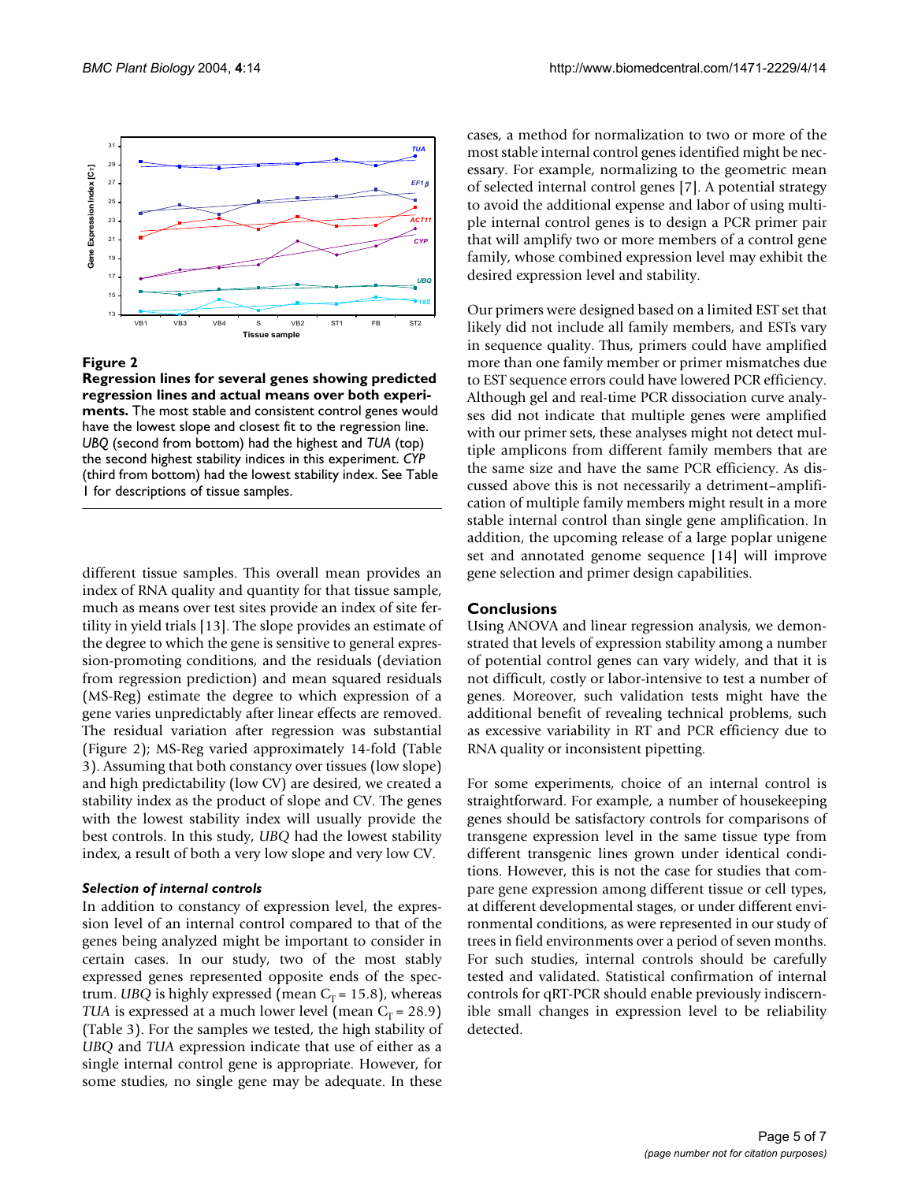31
29
27
25
23
21
19
17
15
13

Gene Expression Index [$C_T$]

TUA
EF1β
ACT11
CYP
UBQ
18S

VB1 VB3 VB4 S VB2 ST1 FB ST2

Tissue sample

**Figure 2**

**Regression lines for several genes showing predicted regression lines and actual means over both experiments.** The most stable and consistent control genes would have the lowest slope and closest fit to the regression line. *UBQ* (second from bottom) had the highest and *TUA* (top) the second highest stability indices in this experiment. *CYP* (third from bottom) had the lowest stability index. See Table 1 for descriptions of tissue samples.

different tissue samples. This overall mean provides an index of RNA quality and quantity for that tissue sample, much as means over test sites provide an index of site fertility in yield trials [13]. The slope provides an estimate of the degree to which the gene is sensitive to general expression-promoting conditions, and the residuals (deviation from regression prediction) and mean squared residuals (MS-Reg) estimate the degree to which expression of a gene varies unpredictably after linear effects are removed. The residual variation after regression was substantial (Figure 2); MS-Reg varied approximately 14-fold (Table 3). Assuming that both constancy over tissues (low slope) and high predictability (low CV) are desired, we created a stability index as the product of slope and CV. The genes with the lowest stability index will usually provide the best controls. In this study, *UBQ* had the lowest stability index, a result of both a very low slope and very low CV.

### *Selection of internal controls*

In addition to constancy of expression level, the expression level of an internal control compared to that of the genes being analyzed might be important to consider in certain cases. In our study, two of the most stably expressed genes represented opposite ends of the spectrum. *UBQ* is highly expressed (mean $C_T = 15.8$), whereas *TUA* is expressed at a much lower level (mean $C_T = 28.9$) (Table 3). For the samples we tested, the high stability of *UBQ* and *TUA* expression indicate that use of either as a single internal control gene is appropriate. However, for some studies, no single gene may be adequate. In these cases, a method for normalization to two or more of the most stable internal control genes identified might be necessary. For example, normalizing to the geometric mean of selected internal control genes [7]. A potential strategy to avoid the additional expense and labor of using multiple internal control genes is to design a PCR primer pair that will amplify two or more members of a control gene family, whose combined expression level may exhibit the desired expression level and stability.

Our primers were designed based on a limited EST set that likely did not include all family members, and ESTs vary in sequence quality. Thus, primers could have amplified more than one family member or primer mismatches due to EST sequence errors could have lowered PCR efficiency. Although gel and real-time PCR dissociation curve analyses did not indicate that multiple genes were amplified with our primer sets, these analyses might not detect multiple amplicons from different family members that are the same size and have the same PCR efficiency. As discussed above this is not necessarily a detriment–amplification of multiple family members might result in a more stable internal control than single gene amplification. In addition, the upcoming release of a large poplar unigene set and annotated genome sequence [14] will improve gene selection and primer design capabilities.

## Conclusions

Using ANOVA and linear regression analysis, we demonstrated that levels of expression stability among a number of potential control genes can vary widely, and that it is not difficult, costly or labor-intensive to test a number of genes. Moreover, such validation tests might have the additional benefit of revealing technical problems, such as excessive variability in RT and PCR efficiency due to RNA quality or inconsistent pipetting.

For some experiments, choice of an internal control is straightforward. For example, a number of housekeeping genes should be satisfactory controls for comparisons of transgene expression level in the same tissue type from different transgenic lines grown under identical conditions. However, this is not the case for studies that compare gene expression among different tissue or cell types, at different developmental stages, or under different environmental conditions, as were represented in our study of trees in field environments over a period of seven months. For such studies, internal controls should be carefully tested and validated. Statistical confirmation of internal controls for qRT-PCR should enable previously indiscernible small changes in expression level to be reliability detected.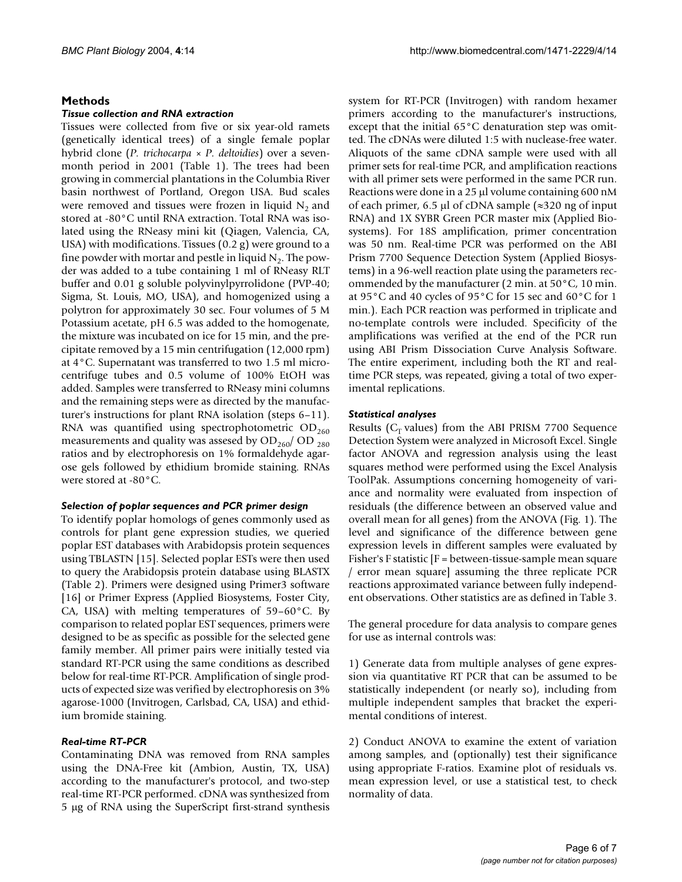## Methods

### *Tissue collection and RNA extraction*

Tissues were collected from five or six year-old ramets (genetically identical trees) of a single female poplar hybrid clone (*P. trichocarpa* × *P. deltoidies*) over a seven-month period in 2001 (Table 1). The trees had been growing in commercial plantations in the Columbia River basin northwest of Portland, Oregon USA. Bud scales were removed and tissues were frozen in liquid $N_2$ and stored at -80°C until RNA extraction. Total RNA was isolated using the RNeasy mini kit (Qiagen, Valencia, CA, USA) with modifications. Tissues (0.2 g) were ground to a fine powder with mortar and pestle in liquid $N_2$. The powder was added to a tube containing 1 ml of RNeasy RLT buffer and 0.01 g soluble polyvinylpyrrolidone (PVP-40; Sigma, St. Louis, MO, USA), and homogenized using a polytron for approximately 30 sec. Four volumes of 5 M Potassium acetate, pH 6.5 was added to the homogenate, the mixture was incubated on ice for 15 min, and the precipitate removed by a 15 min centrifugation (12,000 rpm) at 4°C. Supernatant was transferred to two 1.5 ml microcentrifuge tubes and 0.5 volume of 100% EtOH was added. Samples were transferred to RNeasy mini columns and the remaining steps were as directed by the manufacturer's instructions for plant RNA isolation (steps 6–11). RNA was quantified using spectrophotometric $OD_{260}$ measurements and quality was assesed by $OD_{260}$/ $OD_{280}$ ratios and by electrophoresis on 1% formaldehyde agarose gels followed by ethidium bromide staining. RNAs were stored at -80°C.

### *Selection of poplar sequences and PCR primer design*

To identify poplar homologs of genes commonly used as controls for plant gene expression studies, we queried poplar EST databases with Arabidopsis protein sequences using TBLASTN [15]. Selected poplar ESTs were then used to query the Arabidopsis protein database using BLASTX (Table 2). Primers were designed using Primer3 software [16] or Primer Express (Applied Biosystems, Foster City, CA, USA) with melting temperatures of 59–60°C. By comparison to related poplar EST sequences, primers were designed to be as specific as possible for the selected gene family member. All primer pairs were initially tested via standard RT-PCR using the same conditions as described below for real-time RT-PCR. Amplification of single products of expected size was verified by electrophoresis on 3% agarose-1000 (Invitrogen, Carlsbad, CA, USA) and ethidium bromide staining.

### *Real-time RT-PCR*

Contaminating DNA was removed from RNA samples using the DNA-Free kit (Ambion, Austin, TX, USA) according to the manufacturer's protocol, and two-step real-time RT-PCR performed. cDNA was synthesized from 5 μg of RNA using the SuperScript first-strand synthesis system for RT-PCR (Invitrogen) with random hexamer primers according to the manufacturer's instructions, except that the initial 65°C denaturation step was omitted. The cDNAs were diluted 1:5 with nuclease-free water. Aliquots of the same cDNA sample were used with all primer sets for real-time PCR, and amplification reactions with all primer sets were performed in the same PCR run. Reactions were done in a 25 μl volume containing 600 nM of each primer, 6.5 μl of cDNA sample (≈320 ng of input RNA) and 1X SYBR Green PCR master mix (Applied Biosystems). For 18S amplification, primer concentration was 50 nm. Real-time PCR was performed on the ABI Prism 7700 Sequence Detection System (Applied Biosystems) in a 96-well reaction plate using the parameters recommended by the manufacturer (2 min. at 50°C, 10 min. at 95°C and 40 cycles of 95°C for 15 sec and 60°C for 1 min.). Each PCR reaction was performed in triplicate and no-template controls were included. Specificity of the amplifications was verified at the end of the PCR run using ABI Prism Dissociation Curve Analysis Software. The entire experiment, including both the RT and real-time PCR steps, was repeated, giving a total of two experimental replications.

### *Statistical analyses*

Results ($C_T$ values) from the ABI PRISM 7700 Sequence Detection System were analyzed in Microsoft Excel. Single factor ANOVA and regression analysis using the least squares method were performed using the Excel Analysis ToolPak. Assumptions concerning homogeneity of variance and normality were evaluated from inspection of residuals (the difference between an observed value and overall mean for all genes) from the ANOVA (Fig. 1). The level and significance of the difference between gene expression levels in different samples were evaluated by Fisher's F statistic [F = between-tissue-sample mean square / error mean square] assuming the three replicate PCR reactions approximated variance between fully independent observations. Other statistics are as defined in Table 3.

The general procedure for data analysis to compare genes for use as internal controls was:

1) Generate data from multiple analyses of gene expression via quantitative RT PCR that can be assumed to be statistically independent (or nearly so), including from multiple independent samples that bracket the experimental conditions of interest.

2) Conduct ANOVA to examine the extent of variation among samples, and (optionally) test their significance using appropriate F-ratios. Examine plot of residuals vs. mean expression level, or use a statistical test, to check normality of data.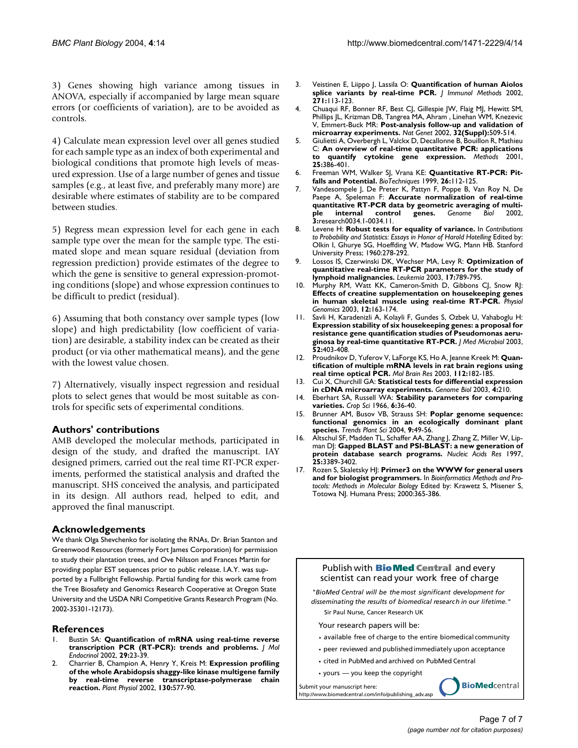3) Genes showing high variance among tissues in ANOVA, especially if accompanied by large mean square errors (or coefficients of variation), are to be avoided as controls.

4) Calculate mean expression level over all genes studied for each sample type as an index of both experimental and biological conditions that promote high levels of measured expression. Use of a large number of genes and tissue samples (e.g., at least five, and preferably many more) are desirable where estimates of stability are to be compared between studies.

5) Regress mean expression level for each gene in each sample type over the mean for the sample type. The estimated slope and mean square residual (deviation from regression prediction) provide estimates of the degree to which the gene is sensitive to general expression-promoting conditions (slope) and whose expression continues to be difficult to predict (residual).

6) Assuming that both constancy over sample types (low slope) and high predictability (low coefficient of variation) are desirable, a stability index can be created as their product (or via other mathematical means), and the gene with the lowest value chosen.

7) Alternatively, visually inspect regression and residual plots to select genes that would be most suitable as controls for specific sets of experimental conditions.

## Authors' contributions

AMB developed the molecular methods, participated in design of the study, and drafted the manuscript. IAY designed primers, carried out the real time RT-PCR experiments, performed the statistical analysis and drafted the manuscript. SHS conceived the analysis, and participated in its design. All authors read, helped to edit, and approved the final manuscript.

## Acknowledgements

We thank Olga Shevchenko for isolating the RNAs, Dr. Brian Stanton and Greenwood Resources (formerly Fort James Corporation) for permission to study their plantation trees, and Ove Nilsson and Frances Martin for providing poplar EST sequences prior to public release. I.A.Y. was supported by a Fullbright Fellowship. Partial funding for this work came from the Tree Biosafety and Genomics Research Cooperative at Oregon State University and the USDA NRI Competitive Grants Research Program (No. 2002-35301-12173).

## References

1. Bustin SA: **Quantification of mRNA using real-time reverse transcription PCR (RT-PCR): trends and problems.** *J Mol Endocrinol* 2002, **29:**23-39.
2. Charrier B, Champion A, Henry Y, Kreis M: **Expression profiling of the whole Arabidopsis shaggy-like kinase multigene family by real-time reverse transcriptase-polymerase chain reaction.** *Plant Physiol* 2002, **130:**577-90.
3. Veistinen E, Liippo J, Lassila O: **Quantification of human Aiolos splice variants by real-time PCR.** *J Immunol Methods* 2002, **271:**113-123.
4. Chuaqui RF, Bonner RF, Best CJ, Gillespie JW, Flaig MJ, Hewitt SM, Phillips JL, Krizman DB, Tangrea MA, Ahram , Linehan WM, Knezevic V, Emmert-Buck MR: **Post-analysis follow-up and validation of microarray experiments.** *Nat Genet* 2002, **32(Suppl):**509-514.
5. Giulietti A, Overbergh L, Valckx D, Decallonne B, Bouillon R, Mathieu C: **An overview of real-time quantitative PCR: applications to quantify cytokine gene expression.** *Methods* 2001, **25:**386-401.
6. Freeman WM, Walker SJ, Vrana KE: **Quantitative RT-PCR: Pitfalls and Potential.** *BioTechniques* 1999, **26:**112-125.
7. Vandesompele J, De Preter K, Pattyn F, Poppe B, Van Roy N, De Paepe A, Speleman F: **Accurate normalization of real-time quantitative RT-PCR data by geometric averaging of multiple internal control genes.** *Genome Biol* 2002, **3:**research0034.1-0034.11.
8. Levene H: **Robust tests for equality of variance.** In *Contributions to Probability and Statistics: Essays in Honor of Harold Hotelling* Edited by: Olkin I, Ghurye SG, Hoeffding W, Madow WG, Mann HB. Stanford University Press; 1960:278-292.
9. Lossos IS, Czerwinski DK, Wechser MA, Levy R: **Optimization of quantitative real-time RT-PCR parameters for the study of lymphoid malignancies.** *Leukemia* 2003, **17:**789-795.
10. Murphy RM, Watt KK, Cameron-Smith D, Gibbons CJ, Snow RJ: **Effects of creatine supplementation on housekeeping genes in human skeletal muscle using real-time RT-PCR.** *Physiol Genomics* 2003, **12:**163-174.
11. Savli H, Karadenizli A, Kolayli F, Gundes S, Ozbek U, Vahaboglu H: **Expression stability of six housekeeping genes: a proposal for resistance gene quantification studies of Pseudomonas aeruginosa by real-time quantitative RT-PCR.** *J Med Microbiol* 2003, **52:**403-408.
12. Proudnikov D, Yuferov V, LaForge KS, Ho A, Jeanne Kreek M: **Quantification of multiple mRNA levels in rat brain regions using real time optical PCR.** *Mol Brain Res* 2003, **112:**182-185.
13. Cui X, Churchill GA: **Statistical tests for differential expression in cDNA microarray experiments.** *Genome Biol* 2003, **4:**210.
14. Eberhart SA, Russell WA: **Stability parameters for comparing varieties.** *Crop Sci* 1966, **6:**36-40.
15. Brunner AM, Busov VB, Strauss SH: **Poplar genome sequence: functional genomics in an ecologically dominant plant species.** *Trends Plant Sci* 2004, **9:**49-56.
16. Altschul SF, Madden TL, Schaffer AA, Zhang J, Zhang Z, Miller W, Lipman DJ: **Gapped BLAST and PSI-BLAST: a new generation of protein database search programs.** *Nucleic Acids Res* 1997, **25:**3389-3402.
17. Rozen S, Skaletsky HJ: **Primer3 on the WWW for general users and for biologist programmers.** In *Bioinformatics Methods and Protocols: Methods in Molecular Biology* Edited by: Krawetz S, Misener S, Totowa NJ. Humana Press; 2000:365-386.

Publish with **BioMed Central** and every scientist can read your work free of charge

*"BioMed Central will be the most significant development for disseminating the results of biomedical research in our lifetime."*
Sir Paul Nurse, Cancer Research UK

Your research papers will be:

- available free of charge to the entire biomedical community
- peer reviewed and published immediately upon acceptance
- cited in PubMed and archived on PubMed Central
- yours — you keep the copyright

Submit your manuscript here:
http://www.biomedcentral.com/info/publishing_adv.asp

BioMedcentral